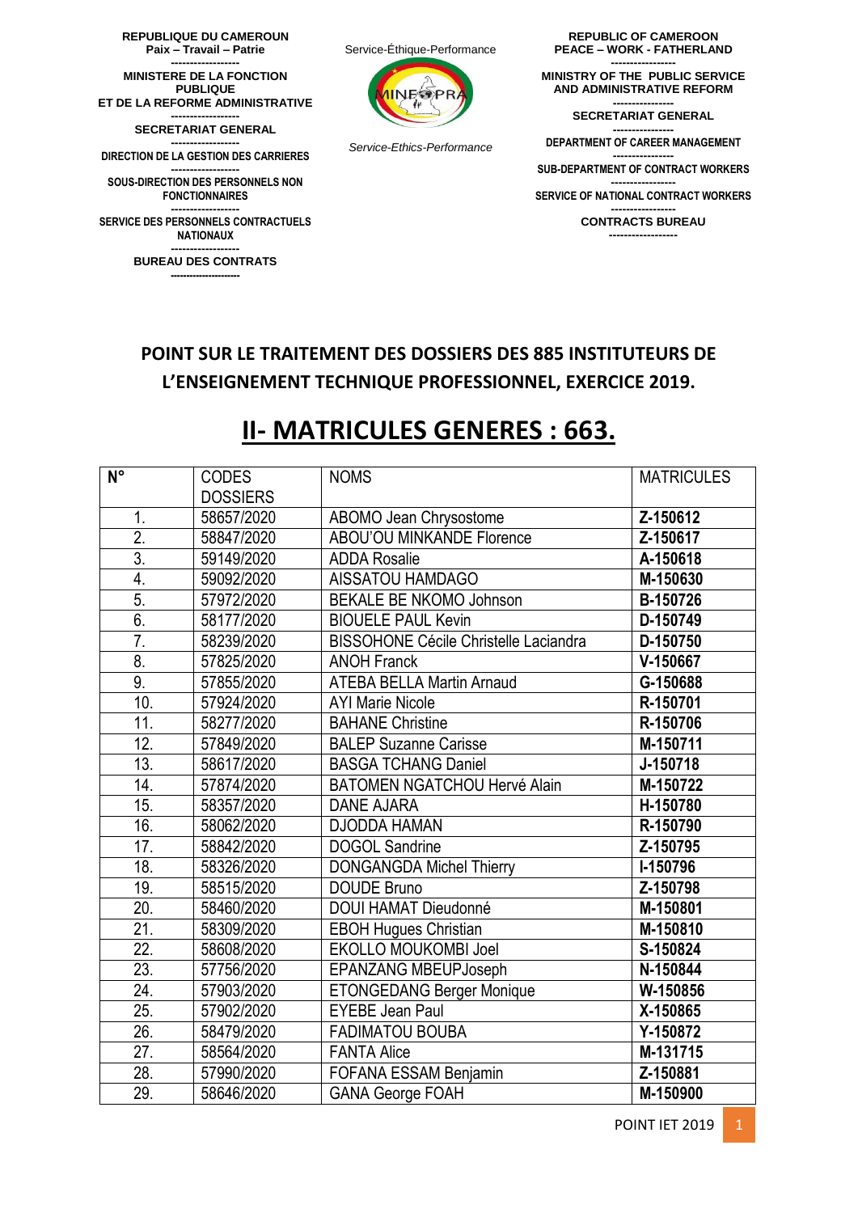REPUBLIQUE DU CAMEROUN
Paix – Travail – Patrie
------------------
MINISTERE DE LA FONCTION PUBLIQUE
ET DE LA REFORME ADMINISTRATIVE
------------------
SECRETARIAT GENERAL
------------------
DIRECTION DE LA GESTION DES CARRIERES
------------------
SOUS-DIRECTION DES PERSONNELS NON FONCTIONNAIRES
------------------
SERVICE DES PERSONNELS CONTRACTUELS NATIONAUX
------------------
BUREAU DES CONTRATS
------------------

Service-Éthique-Performance

MINEFOPRA

*Service-Ethics-Performance*

REPUBLIC OF CAMEROON
PEACE – WORK - FATHERLAND
------------------
MINISTRY OF THE PUBLIC SERVICE AND ADMINISTRATIVE REFORM
------------------
SECRETARIAT GENERAL
------------------
DEPARTMENT OF CAREER MANAGEMENT
------------------
SUB-DEPARTMENT OF CONTRACT WORKERS
------------------
SERVICE OF NATIONAL CONTRACT WORKERS
------------------
CONTRACTS BUREAU
------------------

**POINT SUR LE TRAITEMENT DES DOSSIERS DES 885 INSTITUTEURS DE L'ENSEIGNEMENT TECHNIQUE PROFESSIONNEL, EXERCICE 2019.**

# II- MATRICULES GENERES : 663.

| N° | CODES DOSSIERS | NOMS | MATRICULES |
|---|---|---|---|
| 1. | 58657/2020 | ABOMO Jean Chrysostome | **Z-150612** |
| 2. | 58847/2020 | ABOU'OU MINKANDE Florence | **Z-150617** |
| 3. | 59149/2020 | ADDA Rosalie | **A-150618** |
| 4. | 59092/2020 | AISSATOU HAMDAGO | **M-150630** |
| 5. | 57972/2020 | BEKALE BE NKOMO Johnson | **B-150726** |
| 6. | 58177/2020 | BIOUELE PAUL Kevin | **D-150749** |
| 7. | 58239/2020 | BISSOHONE Cécile Christelle Laciandra | **D-150750** |
| 8. | 57825/2020 | ANOH Franck | **V-150667** |
| 9. | 57855/2020 | ATEBA BELLA Martin Arnaud | **G-150688** |
| 10. | 57924/2020 | AYI Marie Nicole | **R-150701** |
| 11. | 58277/2020 | BAHANE Christine | **R-150706** |
| 12. | 57849/2020 | BALEP Suzanne Carisse | **M-150711** |
| 13. | 58617/2020 | BASGA TCHANG Daniel | **J-150718** |
| 14. | 57874/2020 | BATOMEN NGATCHOU Hervé Alain | **M-150722** |
| 15. | 58357/2020 | DANE AJARA | **H-150780** |
| 16. | 58062/2020 | DJODDA HAMAN | **R-150790** |
| 17. | 58842/2020 | DOGOL Sandrine | **Z-150795** |
| 18. | 58326/2020 | DONGANGDA Michel Thierry | **I-150796** |
| 19. | 58515/2020 | DOUDE Bruno | **Z-150798** |
| 20. | 58460/2020 | DOUI HAMAT Dieudonné | **M-150801** |
| 21. | 58309/2020 | EBOH Hugues Christian | **M-150810** |
| 22. | 58608/2020 | EKOLLO MOUKOMBI Joel | **S-150824** |
| 23. | 57756/2020 | EPANZANG MBEUPJoseph | **N-150844** |
| 24. | 57903/2020 | ETONGEDANG Berger Monique | **W-150856** |
| 25. | 57902/2020 | EYEBE Jean Paul | **X-150865** |
| 26. | 58479/2020 | FADIMATOU BOUBA | **Y-150872** |
| 27. | 58564/2020 | FANTA Alice | **M-131715** |
| 28. | 57990/2020 | FOFANA ESSAM Benjamin | **Z-150881** |
| 29. | 58646/2020 | GANA George FOAH | **M-150900** |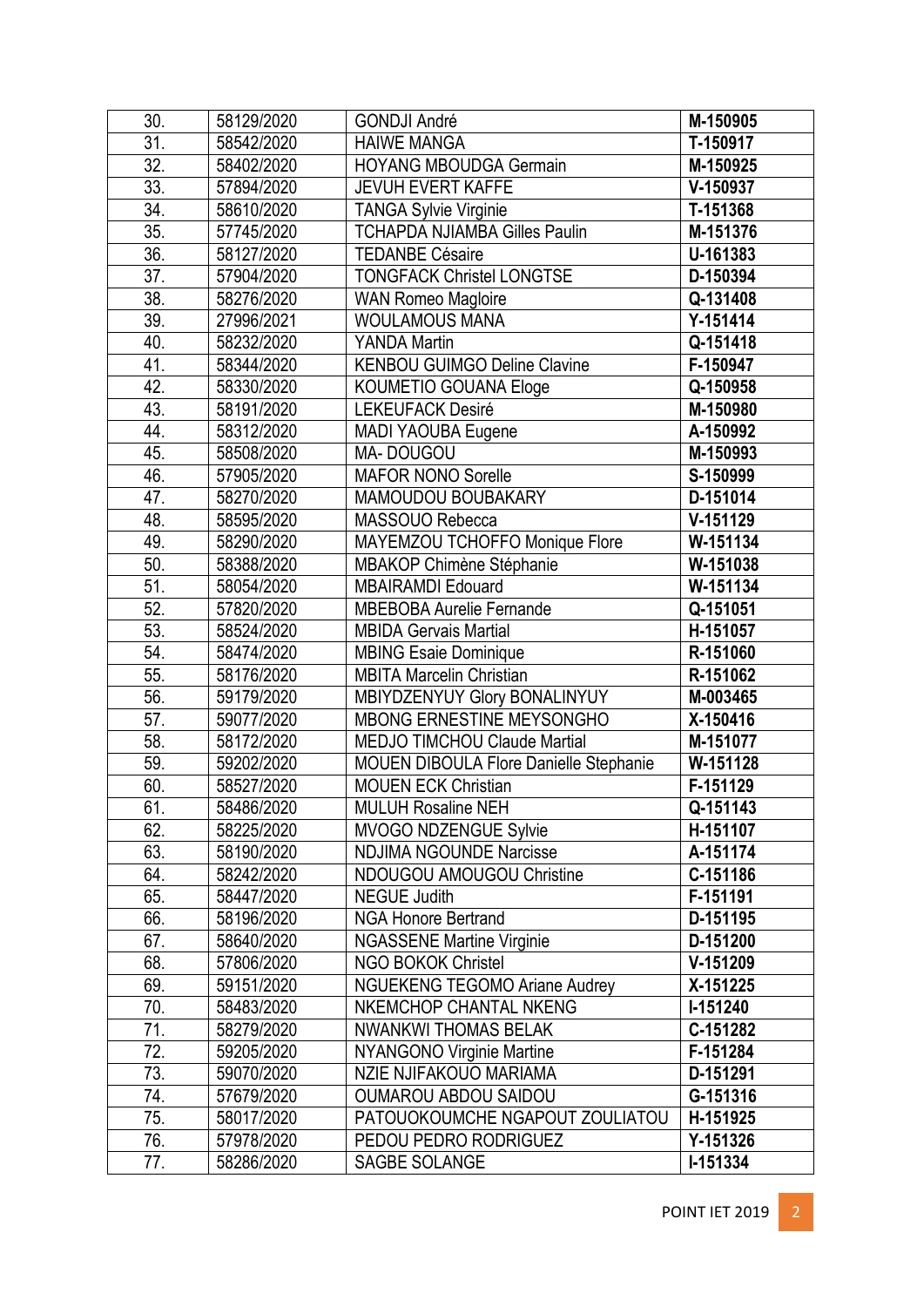| 30. | 58129/2020 | GONDJI André | **M-150905** |
|---|---|---|---|
| 31. | 58542/2020 | HAIWE MANGA | **T-150917** |
| 32. | 58402/2020 | HOYANG MBOUDGA Germain | **M-150925** |
| 33. | 57894/2020 | JEVUH EVERT KAFFE | **V-150937** |
| 34. | 58610/2020 | TANGA Sylvie Virginie | **T-151368** |
| 35. | 57745/2020 | TCHAPDA NJIAMBA Gilles Paulin | **M-151376** |
| 36. | 58127/2020 | TEDANBE Césaire | **U-161383** |
| 37. | 57904/2020 | TONGFACK Christel LONGTSE | **D-150394** |
| 38. | 58276/2020 | WAN Romeo Magloire | **Q-131408** |
| 39. | 27996/2021 | WOULAMOUS MANA | **Y-151414** |
| 40. | 58232/2020 | YANDA Martin | **Q-151418** |
| 41. | 58344/2020 | KENBOU GUIMGO Deline Clavine | **F-150947** |
| 42. | 58330/2020 | KOUMETIO GOUANA Eloge | **Q-150958** |
| 43. | 58191/2020 | LEKEUFACK Desiré | **M-150980** |
| 44. | 58312/2020 | MADI YAOUBA Eugene | **A-150992** |
| 45. | 58508/2020 | MA- DOUGOU | **M-150993** |
| 46. | 57905/2020 | MAFOR NONO Sorelle | **S-150999** |
| 47. | 58270/2020 | MAMOUDOU BOUBAKARY | **D-151014** |
| 48. | 58595/2020 | MASSOUO Rebecca | **V-151129** |
| 49. | 58290/2020 | MAYEMZOU TCHOFFO Monique Flore | **W-151134** |
| 50. | 58388/2020 | MBAKOP Chimène Stéphanie | **W-151038** |
| 51. | 58054/2020 | MBAIRAMDI Edouard | **W-151134** |
| 52. | 57820/2020 | MBEBOBA Aurelie Fernande | **Q-151051** |
| 53. | 58524/2020 | MBIDA Gervais Martial | **H-151057** |
| 54. | 58474/2020 | MBING Esaie Dominique | **R-151060** |
| 55. | 58176/2020 | MBITA Marcelin Christian | **R-151062** |
| 56. | 59179/2020 | MBIYDZENYUY Glory BONALINYUY | **M-003465** |
| 57. | 59077/2020 | MBONG ERNESTINE MEYSONGHO | **X-150416** |
| 58. | 58172/2020 | MEDJO TIMCHOU Claude Martial | **M-151077** |
| 59. | 59202/2020 | MOUEN DIBOULA Flore Danielle Stephanie | **W-151128** |
| 60. | 58527/2020 | MOUEN ECK Christian | **F-151129** |
| 61. | 58486/2020 | MULUH Rosaline NEH | **Q-151143** |
| 62. | 58225/2020 | MVOGO NDZENGUE Sylvie | **H-151107** |
| 63. | 58190/2020 | NDJIMA NGOUNDE Narcisse | **A-151174** |
| 64. | 58242/2020 | NDOUGOU AMOUGOU Christine | **C-151186** |
| 65. | 58447/2020 | NEGUE Judith | **F-151191** |
| 66. | 58196/2020 | NGA Honore Bertrand | **D-151195** |
| 67. | 58640/2020 | NGASSENE Martine Virginie | **D-151200** |
| 68. | 57806/2020 | NGO BOKOK Christel | **V-151209** |
| 69. | 59151/2020 | NGUEKENG TEGOMO Ariane Audrey | **X-151225** |
| 70. | 58483/2020 | NKEMCHOP CHANTAL NKENG | **I-151240** |
| 71. | 58279/2020 | NWANKWI THOMAS BELAK | **C-151282** |
| 72. | 59205/2020 | NYANGONO Virginie Martine | **F-151284** |
| 73. | 59070/2020 | NZIE NJIFAKOUO MARIAMA | **D-151291** |
| 74. | 57679/2020 | OUMAROU ABDOU SAIDOU | **G-151316** |
| 75. | 58017/2020 | PATOUOKOUMCHE NGAPOUT ZOULIATOU | **H-151925** |
| 76. | 57978/2020 | PEDOU PEDRO RODRIGUEZ | **Y-151326** |
| 77. | 58286/2020 | SAGBE SOLANGE | **I-151334** |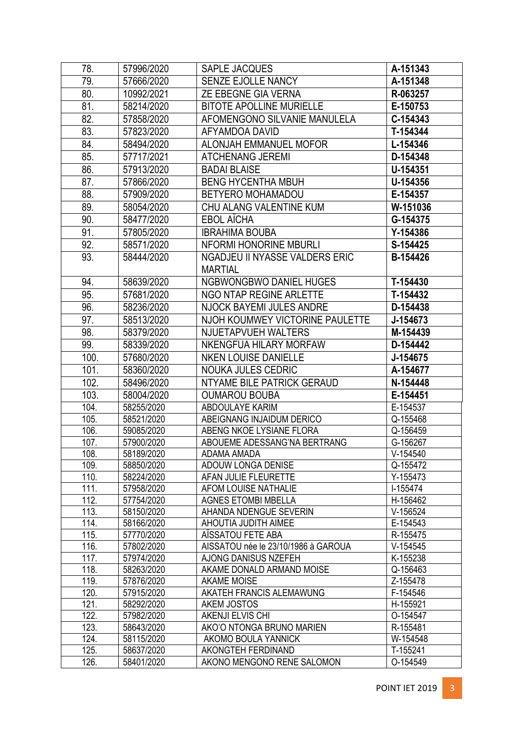| | | | |
|---|---|---|---|
| 78. | 57996/2020 | SAPLE JACQUES | **A-151343** |
| 79. | 57666/2020 | SENZE EJOLLE NANCY | **A-151348** |
| 80. | 10992/2021 | ZE EBEGNE GIA VERNA | **R-063257** |
| 81. | 58214/2020 | BITOTE APOLLINE MURIELLE | **E-150753** |
| 82. | 57858/2020 | AFOMENGONO SILVANIE MANULELA | **C-154343** |
| 83. | 57823/2020 | AFYAMDOA DAVID | **T-154344** |
| 84. | 58494/2020 | ALONJAH EMMANUEL MOFOR | **L-154346** |
| 85. | 57717/2021 | ATCHENANG JEREMI | **D-154348** |
| 86. | 57913/2020 | BADAI BLAISE | **U-154351** |
| 87. | 57866/2020 | BENG HYCENTHA MBUH | **U-154356** |
| 88. | 57909/2020 | BETYERO MOHAMADOU | **E-154357** |
| 89. | 58054/2020 | CHU ALANG VALENTINE KUM | **W-151036** |
| 90. | 58477/2020 | EBOL AÏCHA | **G-154375** |
| 91. | 57805/2020 | IBRAHIMA BOUBA | **Y-154386** |
| 92. | 58571/2020 | NFORMI HONORINE MBURLI | **S-154425** |
| 93. | 58444/2020 | NGADJEU II NYASSE VALDERS ERIC MARTIAL | **B-154426** |
| 94. | 58639/2020 | NGBWONGBWO DANIEL HUGES | **T-154430** |
| 95. | 57681/2020 | NGO NTAP REGINE ARLETTE | **T-154432** |
| 96. | 58236/2020 | NJOCK BAYEMI JULES ANDRE | **D-154438** |
| 97. | 58513/2020 | NJOH KOUMWEY VICTORINE PAULETTE | **J-154673** |
| 98. | 58379/2020 | NJUETAPVUEH WALTERS | **M-154439** |
| 99. | 58339/2020 | NKENGFUA HILARY MORFAW | **D-154442** |
| 100. | 57680/2020 | NKEN LOUISE DANIELLE | **J-154675** |
| 101. | 58360/2020 | NOUKA JULES CEDRIC | **A-154677** |
| 102. | 58496/2020 | NTYAME BILE PATRICK GERAUD | **N-154448** |
| 103. | 58004/2020 | OUMAROU BOUBA | **E-154451** |
| 104. | 58255/2020 | ABDOULAYE KARIM | E-154537 |
| 105. | 58521/2020 | ABEIGNANG INJAIDUM DERICO | Q-155468 |
| 106. | 59085/2020 | ABENG NKOE LYSIANE FLORA | Q-156459 |
| 107. | 57900/2020 | ABOUEME ADESSANG'NA BERTRANG | G-156267 |
| 108. | 58189/2020 | ADAMA AMADA | V-154540 |
| 109. | 58850/2020 | ADOUW LONGA DENISE | Q-155472 |
| 110. | 58224/2020 | AFAN JULIE FLEURETTE | Y-155473 |
| 111. | 57958/2020 | AFOM LOUISE NATHALIE | I-155474 |
| 112. | 57754/2020 | AGNES ETOMBI MBELLA | H-156462 |
| 113. | 58150/2020 | AHANDA NDENGUE SEVERIN | V-156524 |
| 114. | 58166/2020 | AHOUTIA JUDITH AIMEE | E-154543 |
| 115. | 57770/2020 | AÏSSATOU FETE ABA | R-155475 |
| 116. | 57802/2020 | AISSATOU née le 23/10/1986 à GAROUA | V-154545 |
| 117. | 57974/2020 | AJONG DANISUS NZEFEH | K-155238 |
| 118. | 58263/2020 | AKAME DONALD ARMAND MOISE | Q-156463 |
| 119. | 57876/2020 | AKAME MOISE | Z-155478 |
| 120. | 57915/2020 | AKATEH FRANCIS ALEMAWUNG | F-154546 |
| 121. | 58292/2020 | AKEM JOSTOS | H-155921 |
| 122. | 57982/2020 | AKENJI ELVIS CHI | O-154547 |
| 123. | 58643/2020 | AKO'O NTONGA BRUNO MARIEN | R-155481 |
| 124. | 58115/2020 | AKOMO BOULA YANNICK | W-154548 |
| 125. | 58637/2020 | AKONGTEH FERDINAND | T-155241 |
| 126. | 58401/2020 | AKONO MENGONO RENE SALOMON | O-154549 |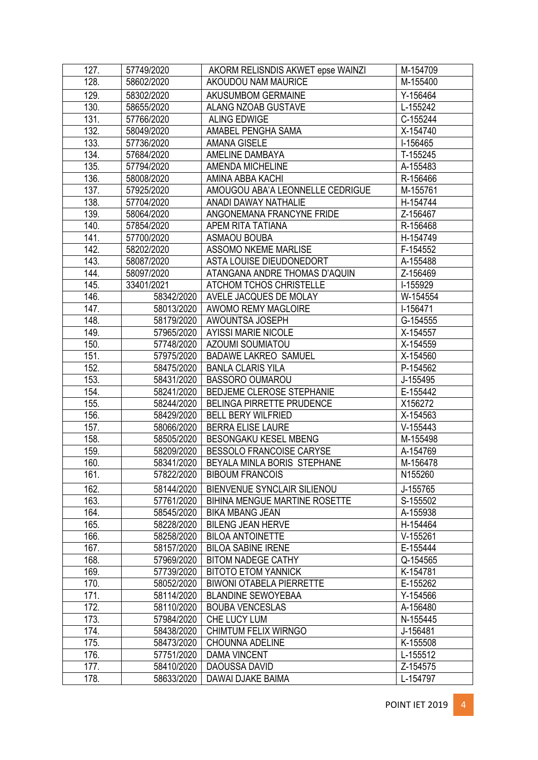| 127. | 57749/2020 | AKORM RELISNDIS AKWET epse WAINZI | M-154709 |
|---|---|---|---|
| 128. | 58602/2020 | AKOUDOU NAM MAURICE | M-155400 |
| 129. | 58302/2020 | AKUSUMBOM GERMAINE | Y-156464 |
| 130. | 58655/2020 | ALANG NZOAB GUSTAVE | L-155242 |
| 131. | 57766/2020 | ALING EDWIGE | C-155244 |
| 132. | 58049/2020 | AMABEL PENGHA SAMA | X-154740 |
| 133. | 57736/2020 | AMANA GISELE | I-156465 |
| 134. | 57684/2020 | AMELINE DAMBAYA | T-155245 |
| 135. | 57794/2020 | AMENDA MICHELINE | A-155483 |
| 136. | 58008/2020 | AMINA ABBA KACHI | R-156466 |
| 137. | 57925/2020 | AMOUGOU ABA'A LEONNELLE CEDRIGUE | M-155761 |
| 138. | 57704/2020 | ANADI DAWAY NATHALIE | H-154744 |
| 139. | 58064/2020 | ANGONEMANA FRANCYNE FRIDE | Z-156467 |
| 140. | 57854/2020 | APEM RITA TATIANA | R-156468 |
| 141. | 57700/2020 | ASMAOU BOUBA | H-154749 |
| 142. | 58202/2020 | ASSOMO NKEME MARLISE | F-154552 |
| 143. | 58087/2020 | ASTA LOUISE DIEUDONEDORT | A-155488 |
| 144. | 58097/2020 | ATANGANA ANDRE THOMAS D'AQUIN | Z-156469 |
| 145. | 33401/2021 | ATCHOM TCHOS CHRISTELLE | I-155929 |
| 146. | 58342/2020 | AVELE JACQUES DE MOLAY | W-154554 |
| 147. | 58013/2020 | AWOMO REMY MAGLOIRE | I-156471 |
| 148. | 58179/2020 | AWOUNTSA JOSEPH | G-154555 |
| 149. | 57965/2020 | AYISSI MARIE NICOLE | X-154557 |
| 150. | 57748/2020 | AZOUMI SOUMIATOU | X-154559 |
| 151. | 57975/2020 | BADAWE LAKREO SAMUEL | X-154560 |
| 152. | 58475/2020 | BANLA CLARIS YILA | P-154562 |
| 153. | 58431/2020 | BASSORO OUMAROU | J-155495 |
| 154. | 58241/2020 | BEDJEME CLEROSE STEPHANIE | E-155442 |
| 155. | 58244/2020 | BELINGA PIRRETTE PRUDENCE | X156272 |
| 156. | 58429/2020 | BELL BERY WILFRIED | X-154563 |
| 157. | 58066/2020 | BERRA ELISE LAURE | V-155443 |
| 158. | 58505/2020 | BESONGAKU KESEL MBENG | M-155498 |
| 159. | 58209/2020 | BESSOLO FRANCOISE CARYSE | A-154769 |
| 160. | 58341/2020 | BEYALA MINLA BORIS STEPHANE | M-156478 |
| 161. | 57822/2020 | BIBOUM FRANCOIS | N155260 |
| 162. | 58144/2020 | BIENVENUE SYNCLAIR SILIENOU | J-155765 |
| 163. | 57761/2020 | BIHINA MENGUE MARTINE ROSETTE | S-155502 |
| 164. | 58545/2020 | BIKA MBANG JEAN | A-155938 |
| 165. | 58228/2020 | BILENG JEAN HERVE | H-154464 |
| 166. | 58258/2020 | BILOA ANTOINETTE | V-155261 |
| 167. | 58157/2020 | BILOA SABINE IRENE | E-155444 |
| 168. | 57969/2020 | BITOM NADEGE CATHY | Q-154565 |
| 169. | 57739/2020 | BITOTO ETOM YANNICK | K-154781 |
| 170. | 58052/2020 | BIWONI OTABELA PIERRETTE | E-155262 |
| 171. | 58114/2020 | BLANDINE SEWOYEBAA | Y-154566 |
| 172. | 58110/2020 | BOUBA VENCESLAS | A-156480 |
| 173. | 57984/2020 | CHE LUCY LUM | N-155445 |
| 174. | 58438/2020 | CHIMTUM FELIX WIRNGO | J-156481 |
| 175. | 58473/2020 | CHOUNNA ADELINE | K-155508 |
| 176. | 57751/2020 | DAMA VINCENT | L-155512 |
| 177. | 58410/2020 | DAOUSSA DAVID | Z-154575 |
| 178. | 58633/2020 | DAWAI DJAKE BAIMA | L-154797 |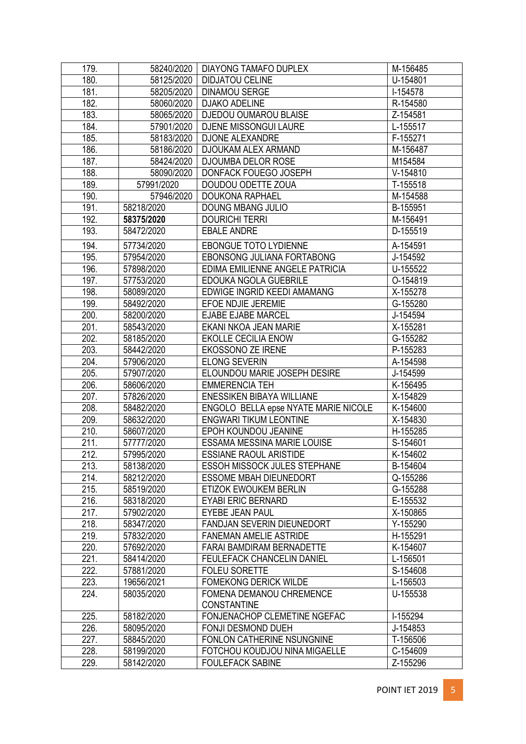| 179. | 58240/2020 | DIAYONG TAMAFO DUPLEX | M-156485 |
|---|---|---|---|
| 180. | 58125/2020 | DIDJATOU CELINE | U-154801 |
| 181. | 58205/2020 | DINAMOU SERGE | I-154578 |
| 182. | 58060/2020 | DJAKO ADELINE | R-154580 |
| 183. | 58065/2020 | DJEDOU OUMAROU BLAISE | Z-154581 |
| 184. | 57901/2020 | DJENE MISSONGUI LAURE | L-155517 |
| 185. | 58183/2020 | DJONE ALEXANDRE | F-155271 |
| 186. | 58186/2020 | DJOUKAM ALEX ARMAND | M-156487 |
| 187. | 58424/2020 | DJOUMBA DELOR ROSE | M154584 |
| 188. | 58090/2020 | DONFACK FOUEGO JOSEPH | V-154810 |
| 189. | 57991/2020 | DOUDOU ODETTE ZOUA | T-155518 |
| 190. | 57946/2020 | DOUKONA RAPHAEL | M-154588 |
| 191. | 58218/2020 | DOUNG MBANG JULIO | B-155951 |
| 192. | **58375/2020** | DOURICHI TERRI | M-156491 |
| 193. | 58472/2020 | EBALE ANDRE | D-155519 |
| 194. | 57734/2020 | EBONGUE TOTO LYDIENNE | A-154591 |
| 195. | 57954/2020 | EBONSONG JULIANA FORTABONG | J-154592 |
| 196. | 57898/2020 | EDIMA EMILIENNE ANGELE PATRICIA | U-155522 |
| 197. | 57753/2020 | EDOUKA NGOLA GUEBRILE | O-154819 |
| 198. | 58089/2020 | EDWIGE INGRID KEEDI AMAMANG | X-155278 |
| 199. | 58492/2020 | EFOE NDJIE JEREMIE | G-155280 |
| 200. | 58200/2020 | EJABE EJABE MARCEL | J-154594 |
| 201. | 58543/2020 | EKANI NKOA JEAN MARIE | X-155281 |
| 202. | 58185/2020 | EKOLLE CECILIA ENOW | G-155282 |
| 203. | 58442/2020 | EKOSSONO ZE IRENE | P-155283 |
| 204. | 57906/2020 | ELONG SEVERIN | A-154598 |
| 205. | 57907/2020 | ELOUNDOU MARIE JOSEPH DESIRE | J-154599 |
| 206. | 58606/2020 | EMMERENCIA TEH | K-156495 |
| 207. | 57826/2020 | ENESSIKEN BIBAYA WILLIANE | X-154829 |
| 208. | 58482/2020 | ENGOLO BELLA epse NYATE MARIE NICOLE | K-154600 |
| 209. | 58632/2020 | ENGWARI TIKUM LEONTINE | X-154830 |
| 210. | 58607/2020 | EPOH KOUNDOU JEANINE | H-155285 |
| 211. | 57777/2020 | ESSAMA MESSINA MARIE LOUISE | S-154601 |
| 212. | 57995/2020 | ESSIANE RAOUL ARISTIDE | K-154602 |
| 213. | 58138/2020 | ESSOH MISSOCK JULES STEPHANE | B-154604 |
| 214. | 58212/2020 | ESSOME MBAH DIEUNEDORT | Q-155286 |
| 215. | 58519/2020 | ETIZOK EWOUKEM BERLIN | G-155288 |
| 216. | 58318/2020 | EYABI ERIC BERNARD | E-155532 |
| 217. | 57902/2020 | EYEBE JEAN PAUL | X-150865 |
| 218. | 58347/2020 | FANDJAN SEVERIN DIEUNEDORT | Y-155290 |
| 219. | 57832/2020 | FANEMAN AMELIE ASTRIDE | H-155291 |
| 220. | 57692/2020 | FARAI BAMDIRAM BERNADETTE | K-154607 |
| 221. | 58414/2020 | FEULEFACK CHANCELIN DANIEL | L-156501 |
| 222. | 57881/2020 | FOLEU SORETTE | S-154608 |
| 223. | 19656/2021 | FOMEKONG DERICK WILDE | L-156503 |
| 224. | 58035/2020 | FOMENA DEMANOU CHREMENCE CONSTANTINE | U-155538 |
| 225. | 58182/2020 | FONJENACHOP CLEMETINE NGEFAC | I-155294 |
| 226. | 58095/2020 | FONJI DESMOND DUEH | J-154853 |
| 227. | 58845/2020 | FONLON CATHERINE NSUNGNINE | T-156506 |
| 228. | 58199/2020 | FOTCHOU KOUDJOU NINA MIGAELLE | C-154609 |
| 229. | 58142/2020 | FOULEFACK SABINE | Z-155296 |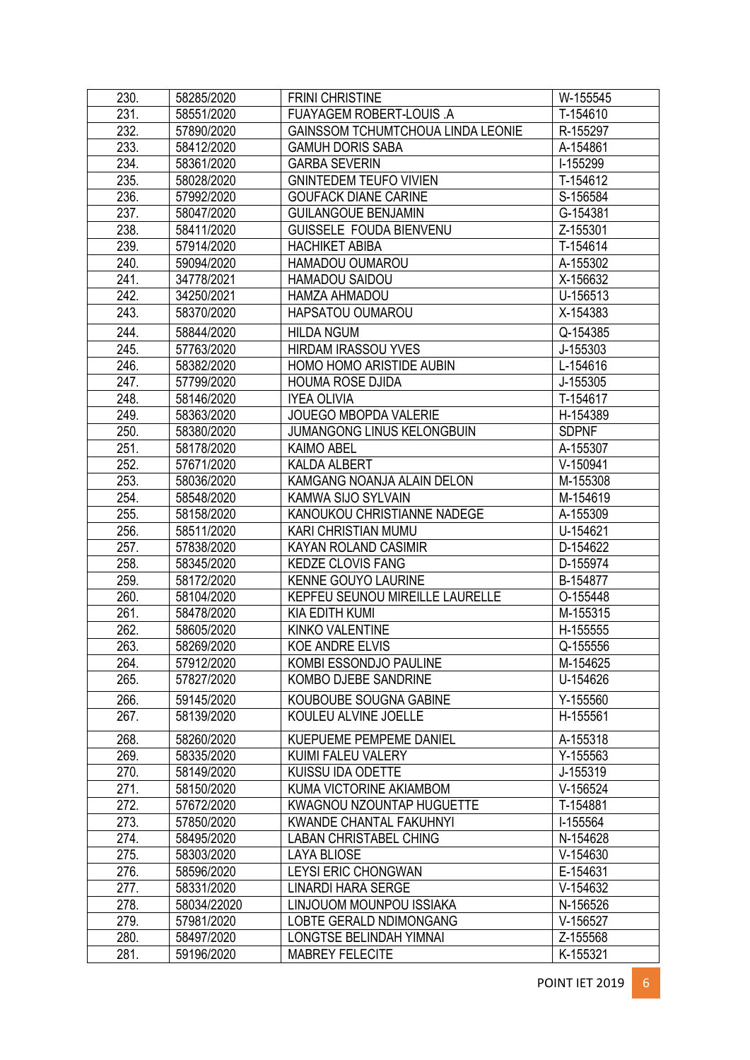| 230. | 58285/2020 | FRINI CHRISTINE | W-155545 |
|---|---|---|---|
| 231. | 58551/2020 | FUAYAGEM ROBERT-LOUIS .A | T-154610 |
| 232. | 57890/2020 | GAINSSOM TCHUMTCHOUA LINDA LEONIE | R-155297 |
| 233. | 58412/2020 | GAMUH DORIS SABA | A-154861 |
| 234. | 58361/2020 | GARBA SEVERIN | I-155299 |
| 235. | 58028/2020 | GNINTEDEM TEUFO VIVIEN | T-154612 |
| 236. | 57992/2020 | GOUFACK DIANE CARINE | S-156584 |
| 237. | 58047/2020 | GUILANGOUE BENJAMIN | G-154381 |
| 238. | 58411/2020 | GUISSELE FOUDA BIENVENU | Z-155301 |
| 239. | 57914/2020 | HACHIKET ABIBA | T-154614 |
| 240. | 59094/2020 | HAMADOU OUMAROU | A-155302 |
| 241. | 34778/2021 | HAMADOU SAIDOU | X-156632 |
| 242. | 34250/2021 | HAMZA AHMADOU | U-156513 |
| 243. | 58370/2020 | HAPSATOU OUMAROU | X-154383 |
| 244. | 58844/2020 | HILDA NGUM | Q-154385 |
| 245. | 57763/2020 | HIRDAM IRASSOU YVES | J-155303 |
| 246. | 58382/2020 | HOMO HOMO ARISTIDE AUBIN | L-154616 |
| 247. | 57799/2020 | HOUMA ROSE DJIDA | J-155305 |
| 248. | 58146/2020 | IYEA OLIVIA | T-154617 |
| 249. | 58363/2020 | JOUEGO MBOPDA VALERIE | H-154389 |
| 250. | 58380/2020 | JUMANGONG LINUS KELONGBUIN | SDPNF |
| 251. | 58178/2020 | KAIMO ABEL | A-155307 |
| 252. | 57671/2020 | KALDA ALBERT | V-150941 |
| 253. | 58036/2020 | KAMGANG NOANJA ALAIN DELON | M-155308 |
| 254. | 58548/2020 | KAMWA SIJO SYLVAIN | M-154619 |
| 255. | 58158/2020 | KANOUKOU CHRISTIANNE NADEGE | A-155309 |
| 256. | 58511/2020 | KARI CHRISTIAN MUMU | U-154621 |
| 257. | 57838/2020 | KAYAN ROLAND CASIMIR | D-154622 |
| 258. | 58345/2020 | KEDZE CLOVIS FANG | D-155974 |
| 259. | 58172/2020 | KENNE GOUYO LAURINE | B-154877 |
| 260. | 58104/2020 | KEPFEU SEUNOU MIREILLE LAURELLE | O-155448 |
| 261. | 58478/2020 | KIA EDITH KUMI | M-155315 |
| 262. | 58605/2020 | KINKO VALENTINE | H-155555 |
| 263. | 58269/2020 | KOE ANDRE ELVIS | Q-155556 |
| 264. | 57912/2020 | KOMBI ESSONDJO PAULINE | M-154625 |
| 265. | 57827/2020 | KOMBO DJEBE SANDRINE | U-154626 |
| 266. | 59145/2020 | KOUBOUBE SOUGNA GABINE | Y-155560 |
| 267. | 58139/2020 | KOULEU ALVINE JOELLE | H-155561 |
| 268. | 58260/2020 | KUEPUEME PEMPEME DANIEL | A-155318 |
| 269. | 58335/2020 | KUIMI FALEU VALERY | Y-155563 |
| 270. | 58149/2020 | KUISSU IDA ODETTE | J-155319 |
| 271. | 58150/2020 | KUMA VICTORINE AKIAMBOM | V-156524 |
| 272. | 57672/2020 | KWAGNOU NZOUNTAP HUGUETTE | T-154881 |
| 273. | 57850/2020 | KWANDE CHANTAL FAKUHNYI | I-155564 |
| 274. | 58495/2020 | LABAN CHRISTABEL CHING | N-154628 |
| 275. | 58303/2020 | LAYA BLIOSE | V-154630 |
| 276. | 58596/2020 | LEYSI ERIC CHONGWAN | E-154631 |
| 277. | 58331/2020 | LINARDI HARA SERGE | V-154632 |
| 278. | 58034/22020 | LINJOUOM MOUNPOU ISSIAKA | N-156526 |
| 279. | 57981/2020 | LOBTE GERALD NDIMONGANG | V-156527 |
| 280. | 58497/2020 | LONGTSE BELINDAH YIMNAI | Z-155568 |
| 281. | 59196/2020 | MABREY FELECITE | K-155321 |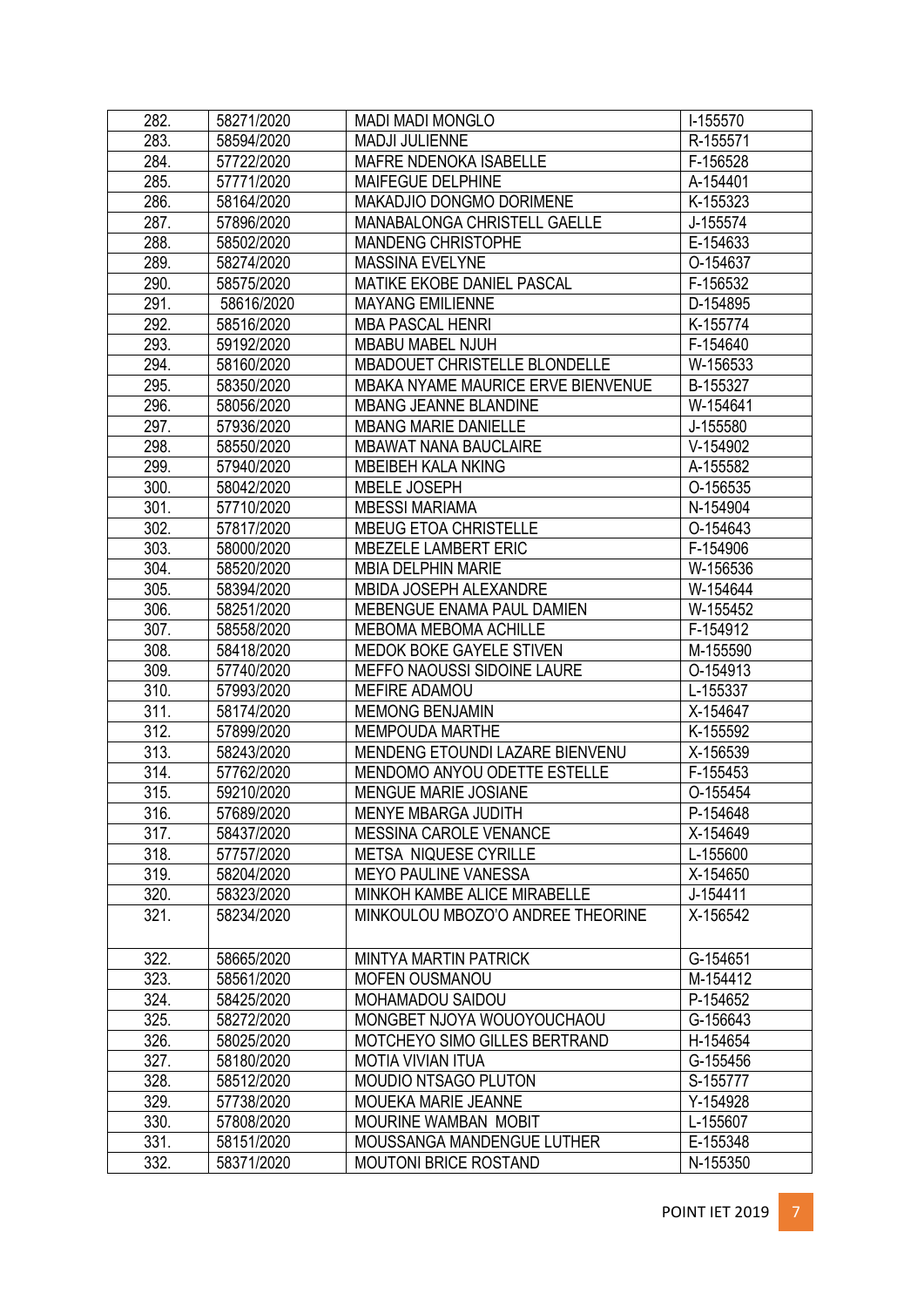| 282. | 58271/2020 | MADI MADI MONGLO | I-155570 |
|---|---|---|---|
| 283. | 58594/2020 | MADJI JULIENNE | R-155571 |
| 284. | 57722/2020 | MAFRE NDENOKA ISABELLE | F-156528 |
| 285. | 57771/2020 | MAIFEGUE DELPHINE | A-154401 |
| 286. | 58164/2020 | MAKADJIO DONGMO DORIMENE | K-155323 |
| 287. | 57896/2020 | MANABALONGA CHRISTELL GAELLE | J-155574 |
| 288. | 58502/2020 | MANDENG CHRISTOPHE | E-154633 |
| 289. | 58274/2020 | MASSINA EVELYNE | O-154637 |
| 290. | 58575/2020 | MATIKE EKOBE DANIEL PASCAL | F-156532 |
| 291. | 58616/2020 | MAYANG EMILIENNE | D-154895 |
| 292. | 58516/2020 | MBA PASCAL HENRI | K-155774 |
| 293. | 59192/2020 | MBABU MABEL NJUH | F-154640 |
| 294. | 58160/2020 | MBADOUET CHRISTELLE BLONDELLE | W-156533 |
| 295. | 58350/2020 | MBAKA NYAME MAURICE ERVE BIENVENUE | B-155327 |
| 296. | 58056/2020 | MBANG JEANNE BLANDINE | W-154641 |
| 297. | 57936/2020 | MBANG MARIE DANIELLE | J-155580 |
| 298. | 58550/2020 | MBAWAT NANA BAUCLAIRE | V-154902 |
| 299. | 57940/2020 | MBEIBEH KALA NKING | A-155582 |
| 300. | 58042/2020 | MBELE JOSEPH | O-156535 |
| 301. | 57710/2020 | MBESSI MARIAMA | N-154904 |
| 302. | 57817/2020 | MBEUG ETOA CHRISTELLE | O-154643 |
| 303. | 58000/2020 | MBEZELE LAMBERT ERIC | F-154906 |
| 304. | 58520/2020 | MBIA DELPHIN MARIE | W-156536 |
| 305. | 58394/2020 | MBIDA JOSEPH ALEXANDRE | W-154644 |
| 306. | 58251/2020 | MEBENGUE ENAMA PAUL DAMIEN | W-155452 |
| 307. | 58558/2020 | MEBOMA MEBOMA ACHILLE | F-154912 |
| 308. | 58418/2020 | MEDOK BOKE GAYELE STIVEN | M-155590 |
| 309. | 57740/2020 | MEFFO NAOUSSI SIDOINE LAURE | O-154913 |
| 310. | 57993/2020 | MEFIRE ADAMOU | L-155337 |
| 311. | 58174/2020 | MEMONG BENJAMIN | X-154647 |
| 312. | 57899/2020 | MEMPOUDA MARTHE | K-155592 |
| 313. | 58243/2020 | MENDENG ETOUNDI LAZARE BIENVENU | X-156539 |
| 314. | 57762/2020 | MENDOMO ANYOU ODETTE ESTELLE | F-155453 |
| 315. | 59210/2020 | MENGUE MARIE JOSIANE | O-155454 |
| 316. | 57689/2020 | MENYE MBARGA JUDITH | P-154648 |
| 317. | 58437/2020 | MESSINA CAROLE VENANCE | X-154649 |
| 318. | 57757/2020 | METSA NIQUESE CYRILLE | L-155600 |
| 319. | 58204/2020 | MEYO PAULINE VANESSA | X-154650 |
| 320. | 58323/2020 | MINKOH KAMBE ALICE MIRABELLE | J-154411 |
| 321. | 58234/2020 | MINKOULOU MBOZO'O ANDREE THEORINE | X-156542 |
| 322. | 58665/2020 | MINTYA MARTIN PATRICK | G-154651 |
| 323. | 58561/2020 | MOFEN OUSMANOU | M-154412 |
| 324. | 58425/2020 | MOHAMADOU SAIDOU | P-154652 |
| 325. | 58272/2020 | MONGBET NJOYA WOUOYOUCHAOU | G-156643 |
| 326. | 58025/2020 | MOTCHEYO SIMO GILLES BERTRAND | H-154654 |
| 327. | 58180/2020 | MOTIA VIVIAN ITUA | G-155456 |
| 328. | 58512/2020 | MOUDIO NTSAGO PLUTON | S-155777 |
| 329. | 57738/2020 | MOUEKA MARIE JEANNE | Y-154928 |
| 330. | 57808/2020 | MOURINE WAMBAN MOBIT | L-155607 |
| 331. | 58151/2020 | MOUSSANGA MANDENGUE LUTHER | E-155348 |
| 332. | 58371/2020 | MOUTONI BRICE ROSTAND | N-155350 |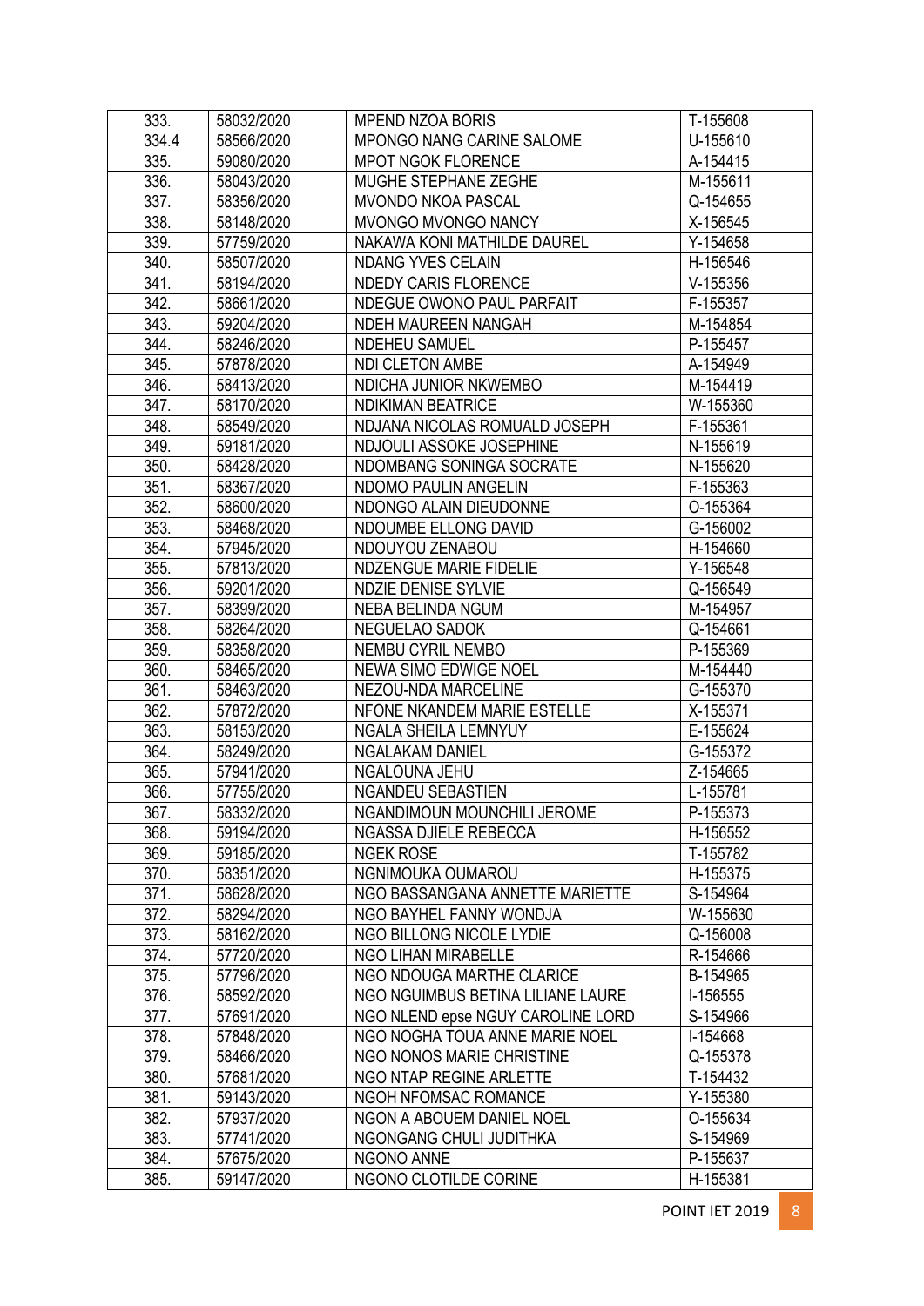| 333. | 58032/2020 | MPEND NZOA BORIS | T-155608 |
|---|---|---|---|
| 334.4 | 58566/2020 | MPONGO NANG CARINE SALOME | U-155610 |
| 335. | 59080/2020 | MPOT NGOK FLORENCE | A-154415 |
| 336. | 58043/2020 | MUGHE STEPHANE ZEGHE | M-155611 |
| 337. | 58356/2020 | MVONDO NKOA PASCAL | Q-154655 |
| 338. | 58148/2020 | MVONGO MVONGO NANCY | X-156545 |
| 339. | 57759/2020 | NAKAWA KONI MATHILDE DAUREL | Y-154658 |
| 340. | 58507/2020 | NDANG YVES CELAIN | H-156546 |
| 341. | 58194/2020 | NDEDY CARIS FLORENCE | V-155356 |
| 342. | 58661/2020 | NDEGUE OWONO PAUL PARFAIT | F-155357 |
| 343. | 59204/2020 | NDEH MAUREEN NANGAH | M-154854 |
| 344. | 58246/2020 | NDEHEU SAMUEL | P-155457 |
| 345. | 57878/2020 | NDI CLETON AMBE | A-154949 |
| 346. | 58413/2020 | NDICHA JUNIOR NKWEMBO | M-154419 |
| 347. | 58170/2020 | NDIKIMAN BEATRICE | W-155360 |
| 348. | 58549/2020 | NDJANA NICOLAS ROMUALD JOSEPH | F-155361 |
| 349. | 59181/2020 | NDJOULI ASSOKE JOSEPHINE | N-155619 |
| 350. | 58428/2020 | NDOMBANG SONINGA SOCRATE | N-155620 |
| 351. | 58367/2020 | NDOMO PAULIN ANGELIN | F-155363 |
| 352. | 58600/2020 | NDONGO ALAIN DIEUDONNE | O-155364 |
| 353. | 58468/2020 | NDOUMBE ELLONG DAVID | G-156002 |
| 354. | 57945/2020 | NDOUYOU ZENABOU | H-154660 |
| 355. | 57813/2020 | NDZENGUE MARIE FIDELIE | Y-156548 |
| 356. | 59201/2020 | NDZIE DENISE SYLVIE | Q-156549 |
| 357. | 58399/2020 | NEBA BELINDA NGUM | M-154957 |
| 358. | 58264/2020 | NEGUELAO SADOK | Q-154661 |
| 359. | 58358/2020 | NEMBU CYRIL NEMBO | P-155369 |
| 360. | 58465/2020 | NEWA SIMO EDWIGE NOEL | M-154440 |
| 361. | 58463/2020 | NEZOU-NDA MARCELINE | G-155370 |
| 362. | 57872/2020 | NFONE NKANDEM MARIE ESTELLE | X-155371 |
| 363. | 58153/2020 | NGALA SHEILA LEMNYUY | E-155624 |
| 364. | 58249/2020 | NGALAKAM DANIEL | G-155372 |
| 365. | 57941/2020 | NGALOUNA JEHU | Z-154665 |
| 366. | 57755/2020 | NGANDEU SEBASTIEN | L-155781 |
| 367. | 58332/2020 | NGANDIMOUN MOUNCHILI JEROME | P-155373 |
| 368. | 59194/2020 | NGASSA DJIELE REBECCA | H-156552 |
| 369. | 59185/2020 | NGEK ROSE | T-155782 |
| 370. | 58351/2020 | NGNIMOUKA OUMAROU | H-155375 |
| 371. | 58628/2020 | NGO BASSANGANA ANNETTE MARIETTE | S-154964 |
| 372. | 58294/2020 | NGO BAYHEL FANNY WONDJA | W-155630 |
| 373. | 58162/2020 | NGO BILLONG NICOLE LYDIE | Q-156008 |
| 374. | 57720/2020 | NGO LIHAN MIRABELLE | R-154666 |
| 375. | 57796/2020 | NGO NDOUGA MARTHE CLARICE | B-154965 |
| 376. | 58592/2020 | NGO NGUIMBUS BETINA LILIANE LAURE | I-156555 |
| 377. | 57691/2020 | NGO NLEND epse NGUY CAROLINE LORD | S-154966 |
| 378. | 57848/2020 | NGO NOGHA TOUA ANNE MARIE NOEL | I-154668 |
| 379. | 58466/2020 | NGO NONOS MARIE CHRISTINE | Q-155378 |
| 380. | 57681/2020 | NGO NTAP REGINE ARLETTE | T-154432 |
| 381. | 59143/2020 | NGOH NFOMSAC ROMANCE | Y-155380 |
| 382. | 57937/2020 | NGON A ABOUEM DANIEL NOEL | O-155634 |
| 383. | 57741/2020 | NGONGANG CHULI JUDITHKA | S-154969 |
| 384. | 57675/2020 | NGONO ANNE | P-155637 |
| 385. | 59147/2020 | NGONO CLOTILDE CORINE | H-155381 |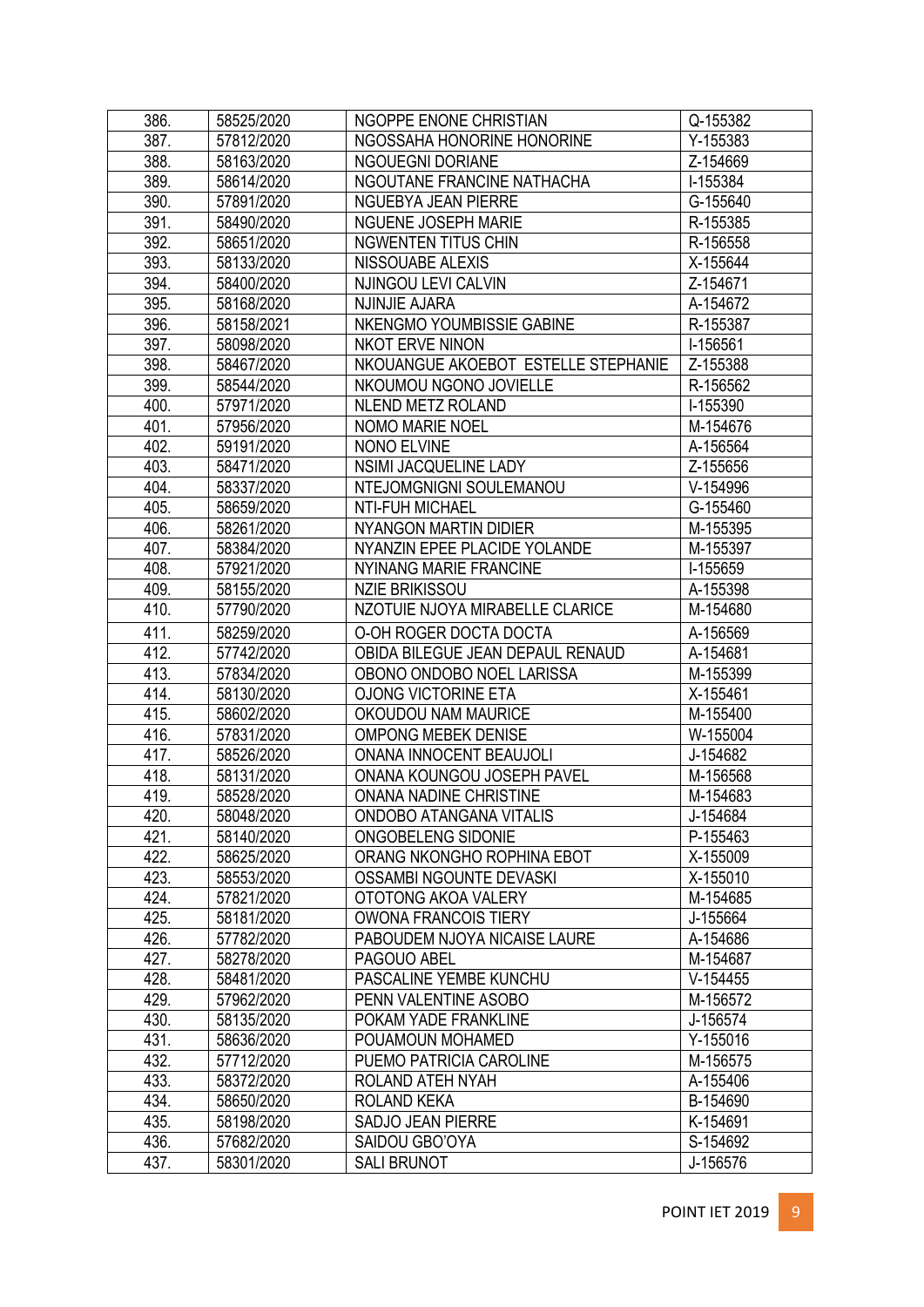| 386. | 58525/2020 | NGOPPE ENONE CHRISTIAN | Q-155382 |
|---|---|---|---|
| 387. | 57812/2020 | NGOSSAHA HONORINE HONORINE | Y-155383 |
| 388. | 58163/2020 | NGOUEGNI DORIANE | Z-154669 |
| 389. | 58614/2020 | NGOUTANE FRANCINE NATHACHA | I-155384 |
| 390. | 57891/2020 | NGUEBYA JEAN PIERRE | G-155640 |
| 391. | 58490/2020 | NGUENE JOSEPH MARIE | R-155385 |
| 392. | 58651/2020 | NGWENTEN TITUS CHIN | R-156558 |
| 393. | 58133/2020 | NISSOUABE ALEXIS | X-155644 |
| 394. | 58400/2020 | NJINGOU LEVI CALVIN | Z-154671 |
| 395. | 58168/2020 | NJINJIE AJARA | A-154672 |
| 396. | 58158/2021 | NKENGMO YOUMBISSIE GABINE | R-155387 |
| 397. | 58098/2020 | NKOT ERVE NINON | I-156561 |
| 398. | 58467/2020 | NKOUANGUE AKOEBOT ESTELLE STEPHANIE | Z-155388 |
| 399. | 58544/2020 | NKOUMOU NGONO JOVIELLE | R-156562 |
| 400. | 57971/2020 | NLEND METZ ROLAND | I-155390 |
| 401. | 57956/2020 | NOMO MARIE NOEL | M-154676 |
| 402. | 59191/2020 | NONO ELVINE | A-156564 |
| 403. | 58471/2020 | NSIMI JACQUELINE LADY | Z-155656 |
| 404. | 58337/2020 | NTEJOMGNIGNI SOULEMANOU | V-154996 |
| 405. | 58659/2020 | NTI-FUH MICHAEL | G-155460 |
| 406. | 58261/2020 | NYANGON MARTIN DIDIER | M-155395 |
| 407. | 58384/2020 | NYANZIN EPEE PLACIDE YOLANDE | M-155397 |
| 408. | 57921/2020 | NYINANG MARIE FRANCINE | I-155659 |
| 409. | 58155/2020 | NZIE BRIKISSOU | A-155398 |
| 410. | 57790/2020 | NZOTUIE NJOYA MIRABELLE CLARICE | M-154680 |
| 411. | 58259/2020 | O-OH ROGER DOCTA DOCTA | A-156569 |
| 412. | 57742/2020 | OBIDA BILEGUE JEAN DEPAUL RENAUD | A-154681 |
| 413. | 57834/2020 | OBONO ONDOBO NOEL LARISSA | M-155399 |
| 414. | 58130/2020 | OJONG VICTORINE ETA | X-155461 |
| 415. | 58602/2020 | OKOUDOU NAM MAURICE | M-155400 |
| 416. | 57831/2020 | OMPONG MEBEK DENISE | W-155004 |
| 417. | 58526/2020 | ONANA INNOCENT BEAUJOLI | J-154682 |
| 418. | 58131/2020 | ONANA KOUNGOU JOSEPH PAVEL | M-156568 |
| 419. | 58528/2020 | ONANA NADINE CHRISTINE | M-154683 |
| 420. | 58048/2020 | ONDOBO ATANGANA VITALIS | J-154684 |
| 421. | 58140/2020 | ONGOBELENG SIDONIE | P-155463 |
| 422. | 58625/2020 | ORANG NKONGHO ROPHINA EBOT | X-155009 |
| 423. | 58553/2020 | OSSAMBI NGOUNTE DEVASKI | X-155010 |
| 424. | 57821/2020 | OTOTONG AKOA VALERY | M-154685 |
| 425. | 58181/2020 | OWONA FRANCOIS TIERY | J-155664 |
| 426. | 57782/2020 | PABOUDEM NJOYA NICAISE LAURE | A-154686 |
| 427. | 58278/2020 | PAGOUO ABEL | M-154687 |
| 428. | 58481/2020 | PASCALINE YEMBE KUNCHU | V-154455 |
| 429. | 57962/2020 | PENN VALENTINE ASOBO | M-156572 |
| 430. | 58135/2020 | POKAM YADE FRANKLINE | J-156574 |
| 431. | 58636/2020 | POUAMOUN MOHAMED | Y-155016 |
| 432. | 57712/2020 | PUEMO PATRICIA CAROLINE | M-156575 |
| 433. | 58372/2020 | ROLAND ATEH NYAH | A-155406 |
| 434. | 58650/2020 | ROLAND KEKA | B-154690 |
| 435. | 58198/2020 | SADJO JEAN PIERRE | K-154691 |
| 436. | 57682/2020 | SAIDOU GBO'OYA | S-154692 |
| 437. | 58301/2020 | SALI BRUNOT | J-156576 |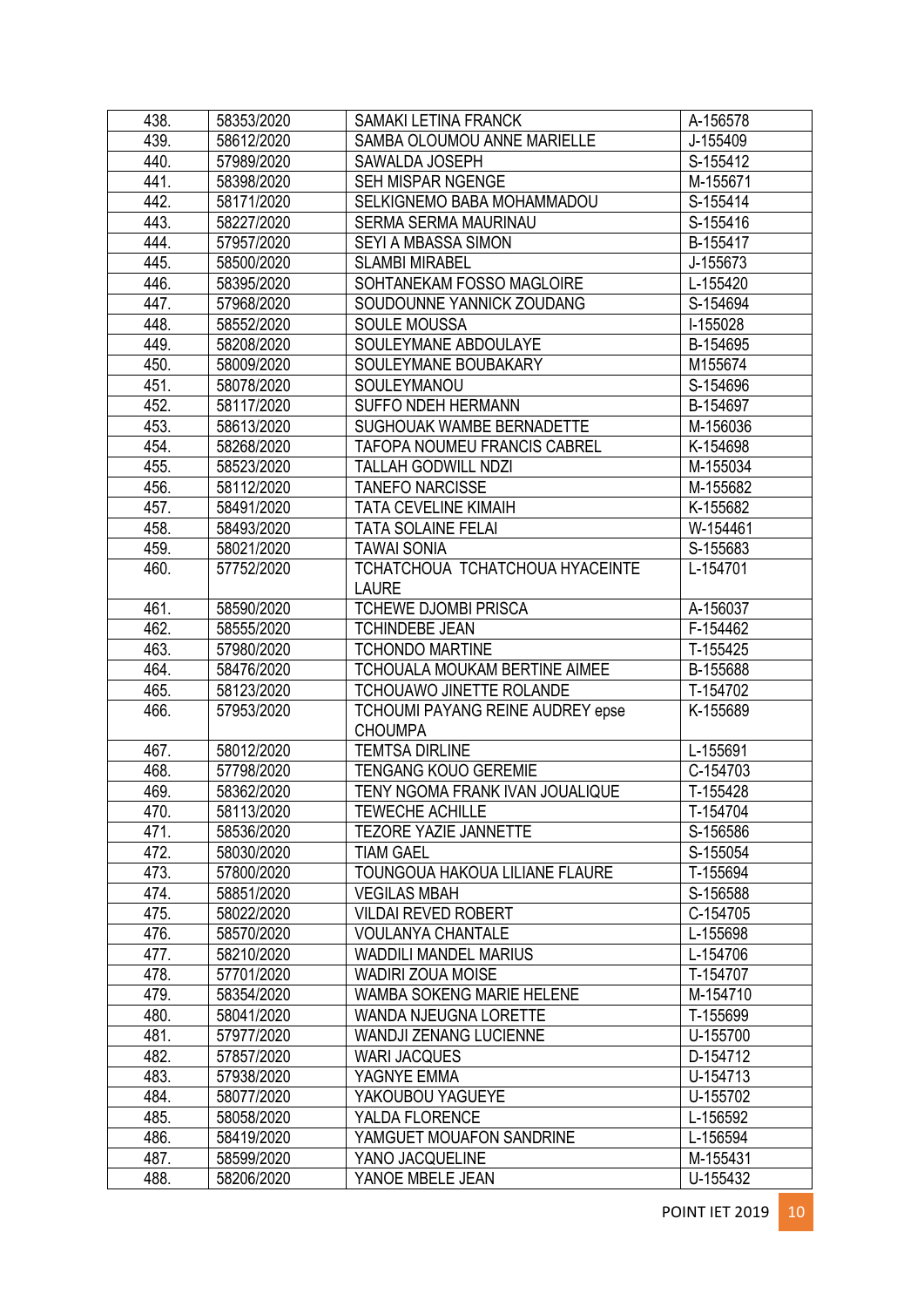| | | | |
|---|---|---|---|
| 438. | 58353/2020 | SAMAKI LETINA FRANCK | A-156578 |
| 439. | 58612/2020 | SAMBA OLOUMOU ANNE MARIELLE | J-155409 |
| 440. | 57989/2020 | SAWALDA JOSEPH | S-155412 |
| 441. | 58398/2020 | SEH MISPAR NGENGE | M-155671 |
| 442. | 58171/2020 | SELKIGNEMO BABA MOHAMMADOU | S-155414 |
| 443. | 58227/2020 | SERMA SERMA MAURINAU | S-155416 |
| 444. | 57957/2020 | SEYI A MBASSA SIMON | B-155417 |
| 445. | 58500/2020 | SLAMBI MIRABEL | J-155673 |
| 446. | 58395/2020 | SOHTANEKAM FOSSO MAGLOIRE | L-155420 |
| 447. | 57968/2020 | SOUDOUNNE YANNICK ZOUDANG | S-154694 |
| 448. | 58552/2020 | SOULE MOUSSA | I-155028 |
| 449. | 58208/2020 | SOULEYMANE ABDOULAYE | B-154695 |
| 450. | 58009/2020 | SOULEYMANE BOUBAKARY | M155674 |
| 451. | 58078/2020 | SOULEYMANOU | S-154696 |
| 452. | 58117/2020 | SUFFO NDEH HERMANN | B-154697 |
| 453. | 58613/2020 | SUGHOUAK WAMBE BERNADETTE | M-156036 |
| 454. | 58268/2020 | TAFOPA NOUMEU FRANCIS CABREL | K-154698 |
| 455. | 58523/2020 | TALLAH GODWILL NDZI | M-155034 |
| 456. | 58112/2020 | TANEFO NARCISSE | M-155682 |
| 457. | 58491/2020 | TATA CEVELINE KIMAIH | K-155682 |
| 458. | 58493/2020 | TATA SOLAINE FELAI | W-154461 |
| 459. | 58021/2020 | TAWAI SONIA | S-155683 |
| 460. | 57752/2020 | TCHATCHOUA TCHATCHOUA HYACEINTE LAURE | L-154701 |
| 461. | 58590/2020 | TCHEWE DJOMBI PRISCA | A-156037 |
| 462. | 58555/2020 | TCHINDEBE JEAN | F-154462 |
| 463. | 57980/2020 | TCHONDO MARTINE | T-155425 |
| 464. | 58476/2020 | TCHOUALA MOUKAM BERTINE AIMEE | B-155688 |
| 465. | 58123/2020 | TCHOUAWO JINETTE ROLANDE | T-154702 |
| 466. | 57953/2020 | TCHOUMI PAYANG REINE AUDREY epse CHOUMPA | K-155689 |
| 467. | 58012/2020 | TEMTSA DIRLINE | L-155691 |
| 468. | 57798/2020 | TENGANG KOUO GEREMIE | C-154703 |
| 469. | 58362/2020 | TENY NGOMA FRANK IVAN JOUALIQUE | T-155428 |
| 470. | 58113/2020 | TEWECHE ACHILLE | T-154704 |
| 471. | 58536/2020 | TEZORE YAZIE JANNETTE | S-156586 |
| 472. | 58030/2020 | TIAM GAEL | S-155054 |
| 473. | 57800/2020 | TOUNGOUA HAKOUA LILIANE FLAURE | T-155694 |
| 474. | 58851/2020 | VEGILAS MBAH | S-156588 |
| 475. | 58022/2020 | VILDAI REVED ROBERT | C-154705 |
| 476. | 58570/2020 | VOULANYA CHANTALE | L-155698 |
| 477. | 58210/2020 | WADDILI MANDEL MARIUS | L-154706 |
| 478. | 57701/2020 | WADIRI ZOUA MOISE | T-154707 |
| 479. | 58354/2020 | WAMBA SOKENG MARIE HELENE | M-154710 |
| 480. | 58041/2020 | WANDA NJEUGNA LORETTE | T-155699 |
| 481. | 57977/2020 | WANDJI ZENANG LUCIENNE | U-155700 |
| 482. | 57857/2020 | WARI JACQUES | D-154712 |
| 483. | 57938/2020 | YAGNYE EMMA | U-154713 |
| 484. | 58077/2020 | YAKOUBOU YAGUEYE | U-155702 |
| 485. | 58058/2020 | YALDA FLORENCE | L-156592 |
| 486. | 58419/2020 | YAMGUET MOUAFON SANDRINE | L-156594 |
| 487. | 58599/2020 | YANO JACQUELINE | M-155431 |
| 488. | 58206/2020 | YANOE MBELE JEAN | U-155432 |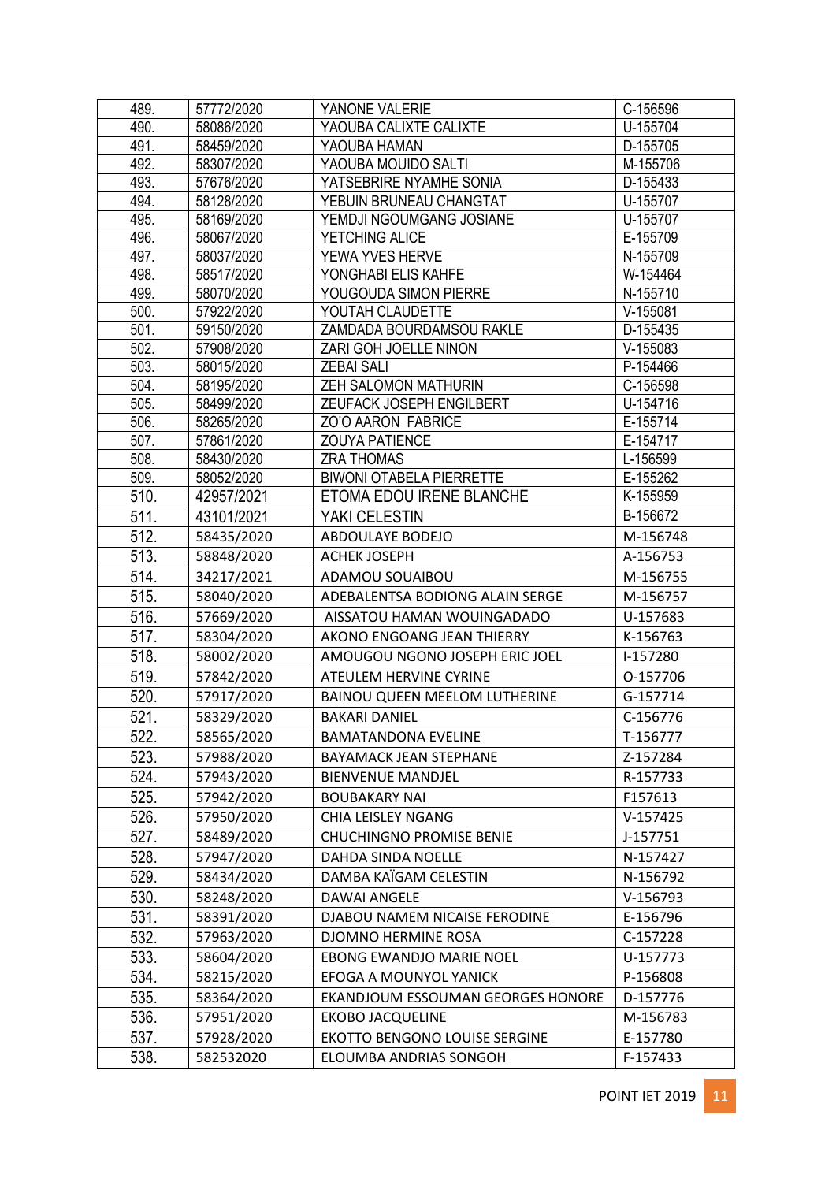| 489. | 57772/2020 | YANONE VALERIE | C-156596 |
|---|---|---|---|
| 490. | 58086/2020 | YAOUBA CALIXTE CALIXTE | U-155704 |
| 491. | 58459/2020 | YAOUBA HAMAN | D-155705 |
| 492. | 58307/2020 | YAOUBA MOUIDO SALTI | M-155706 |
| 493. | 57676/2020 | YATSEBRIRE NYAMHE SONIA | D-155433 |
| 494. | 58128/2020 | YEBUIN BRUNEAU CHANGTAT | U-155707 |
| 495. | 58169/2020 | YEMDJI NGOUMGANG JOSIANE | U-155707 |
| 496. | 58067/2020 | YETCHING ALICE | E-155709 |
| 497. | 58037/2020 | YEWA YVES HERVE | N-155709 |
| 498. | 58517/2020 | YONGHABI ELIS KAHFE | W-154464 |
| 499. | 58070/2020 | YOUGOUDA SIMON PIERRE | N-155710 |
| 500. | 57922/2020 | YOUTAH CLAUDETTE | V-155081 |
| 501. | 59150/2020 | ZAMDADA BOURDAMSOU RAKLE | D-155435 |
| 502. | 57908/2020 | ZARI GOH JOELLE NINON | V-155083 |
| 503. | 58015/2020 | ZEBAI SALI | P-154466 |
| 504. | 58195/2020 | ZEH SALOMON MATHURIN | C-156598 |
| 505. | 58499/2020 | ZEUFACK JOSEPH ENGILBERT | U-154716 |
| 506. | 58265/2020 | ZO'O AARON FABRICE | E-155714 |
| 507. | 57861/2020 | ZOUYA PATIENCE | E-154717 |
| 508. | 58430/2020 | ZRA THOMAS | L-156599 |
| 509. | 58052/2020 | BIWONI OTABELA PIERRETTE | E-155262 |
| 510. | 42957/2021 | ETOMA EDOU IRENE BLANCHE | K-155959 |
| 511. | 43101/2021 | YAKI CELESTIN | B-156672 |
| 512. | 58435/2020 | ABDOULAYE BODEJO | M-156748 |
| 513. | 58848/2020 | ACHEK JOSEPH | A-156753 |
| 514. | 34217/2021 | ADAMOU SOUAIBOU | M-156755 |
| 515. | 58040/2020 | ADEBALENTSA BODIONG ALAIN SERGE | M-156757 |
| 516. | 57669/2020 | AISSATOU HAMAN WOUINGADADO | U-157683 |
| 517. | 58304/2020 | AKONO ENGOANG JEAN THIERRY | K-156763 |
| 518. | 58002/2020 | AMOUGOU NGONO JOSEPH ERIC JOEL | I-157280 |
| 519. | 57842/2020 | ATEULEM HERVINE CYRINE | O-157706 |
| 520. | 57917/2020 | BAINOU QUEEN MEELOM LUTHERINE | G-157714 |
| 521. | 58329/2020 | BAKARI DANIEL | C-156776 |
| 522. | 58565/2020 | BAMATANDONA EVELINE | T-156777 |
| 523. | 57988/2020 | BAYAMACK JEAN STEPHANE | Z-157284 |
| 524. | 57943/2020 | BIENVENUE MANDJEL | R-157733 |
| 525. | 57942/2020 | BOUBAKARY NAI | F157613 |
| 526. | 57950/2020 | CHIA LEISLEY NGANG | V-157425 |
| 527. | 58489/2020 | CHUCHINGNO PROMISE BENIE | J-157751 |
| 528. | 57947/2020 | DAHDA SINDA NOELLE | N-157427 |
| 529. | 58434/2020 | DAMBA KAÏGAM CELESTIN | N-156792 |
| 530. | 58248/2020 | DAWAI ANGELE | V-156793 |
| 531. | 58391/2020 | DJABOU NAMEM NICAISE FERODINE | E-156796 |
| 532. | 57963/2020 | DJOMNO HERMINE ROSA | C-157228 |
| 533. | 58604/2020 | EBONG EWANDJO MARIE NOEL | U-157773 |
| 534. | 58215/2020 | EFOGA A MOUNYOL YANICK | P-156808 |
| 535. | 58364/2020 | EKANDJOUM ESSOUMAN GEORGES HONORE | D-157776 |
| 536. | 57951/2020 | EKOBO JACQUELINE | M-156783 |
| 537. | 57928/2020 | EKOTTO BENGONO LOUISE SERGINE | E-157780 |
| 538. | 582532020 | ELOUMBA ANDRIAS SONGOH | F-157433 |

POINT IET 2019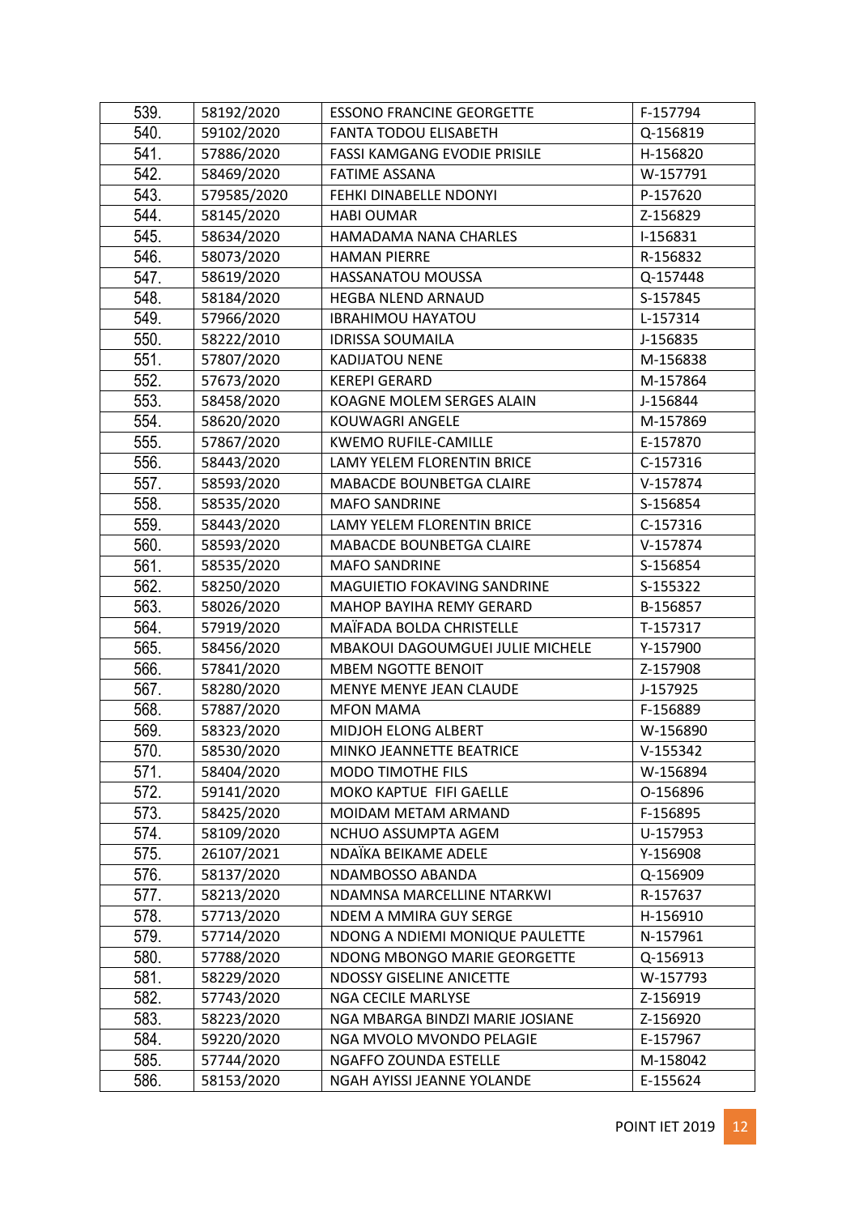| 539. | 58192/2020 | ESSONO FRANCINE GEORGETTE | F-157794 |
|---|---|---|---|
| 540. | 59102/2020 | FANTA TODOU ELISABETH | Q-156819 |
| 541. | 57886/2020 | FASSI KAMGANG EVODIE PRISILE | H-156820 |
| 542. | 58469/2020 | FATIME ASSANA | W-157791 |
| 543. | 579585/2020 | FEHKI DINABELLE NDONYI | P-157620 |
| 544. | 58145/2020 | HABI OUMAR | Z-156829 |
| 545. | 58634/2020 | HAMADAMA NANA CHARLES | I-156831 |
| 546. | 58073/2020 | HAMAN PIERRE | R-156832 |
| 547. | 58619/2020 | HASSANATOU MOUSSA | Q-157448 |
| 548. | 58184/2020 | HEGBA NLEND ARNAUD | S-157845 |
| 549. | 57966/2020 | IBRAHIMOU HAYATOU | L-157314 |
| 550. | 58222/2010 | IDRISSA SOUMAILA | J-156835 |
| 551. | 57807/2020 | KADIJATOU NENE | M-156838 |
| 552. | 57673/2020 | KEREPI GERARD | M-157864 |
| 553. | 58458/2020 | KOAGNE MOLEM SERGES ALAIN | J-156844 |
| 554. | 58620/2020 | KOUWAGRI ANGELE | M-157869 |
| 555. | 57867/2020 | KWEMO RUFILE-CAMILLE | E-157870 |
| 556. | 58443/2020 | LAMY YELEM FLORENTIN BRICE | C-157316 |
| 557. | 58593/2020 | MABACDE BOUNBETGA CLAIRE | V-157874 |
| 558. | 58535/2020 | MAFO SANDRINE | S-156854 |
| 559. | 58443/2020 | LAMY YELEM FLORENTIN BRICE | C-157316 |
| 560. | 58593/2020 | MABACDE BOUNBETGA CLAIRE | V-157874 |
| 561. | 58535/2020 | MAFO SANDRINE | S-156854 |
| 562. | 58250/2020 | MAGUIETIO FOKAVING SANDRINE | S-155322 |
| 563. | 58026/2020 | MAHOP BAYIHA REMY GERARD | B-156857 |
| 564. | 57919/2020 | MAÏFADA BOLDA CHRISTELLE | T-157317 |
| 565. | 58456/2020 | MBAKOUI DAGOUMGUEI JULIE MICHELE | Y-157900 |
| 566. | 57841/2020 | MBEM NGOTTE BENOIT | Z-157908 |
| 567. | 58280/2020 | MENYE MENYE JEAN CLAUDE | J-157925 |
| 568. | 57887/2020 | MFON MAMA | F-156889 |
| 569. | 58323/2020 | MIDJOH ELONG ALBERT | W-156890 |
| 570. | 58530/2020 | MINKO JEANNETTE BEATRICE | V-155342 |
| 571. | 58404/2020 | MODO TIMOTHE FILS | W-156894 |
| 572. | 59141/2020 | MOKO KAPTUE FIFI GAELLE | O-156896 |
| 573. | 58425/2020 | MOIDAM METAM ARMAND | F-156895 |
| 574. | 58109/2020 | NCHUO ASSUMPTA AGEM | U-157953 |
| 575. | 26107/2021 | NDAÏKA BEIKAME ADELE | Y-156908 |
| 576. | 58137/2020 | NDAMBOSSO ABANDA | Q-156909 |
| 577. | 58213/2020 | NDAMNSA MARCELLINE NTARKWI | R-157637 |
| 578. | 57713/2020 | NDEM A MMIRA GUY SERGE | H-156910 |
| 579. | 57714/2020 | NDONG A NDIEMI MONIQUE PAULETTE | N-157961 |
| 580. | 57788/2020 | NDONG MBONGO MARIE GEORGETTE | Q-156913 |
| 581. | 58229/2020 | NDOSSY GISELINE ANICETTE | W-157793 |
| 582. | 57743/2020 | NGA CECILE MARLYSE | Z-156919 |
| 583. | 58223/2020 | NGA MBARGA BINDZI MARIE JOSIANE | Z-156920 |
| 584. | 59220/2020 | NGA MVOLO MVONDO PELAGIE | E-157967 |
| 585. | 57744/2020 | NGAFFO ZOUNDA ESTELLE | M-158042 |
| 586. | 58153/2020 | NGAH AYISSI JEANNE YOLANDE | E-155624 |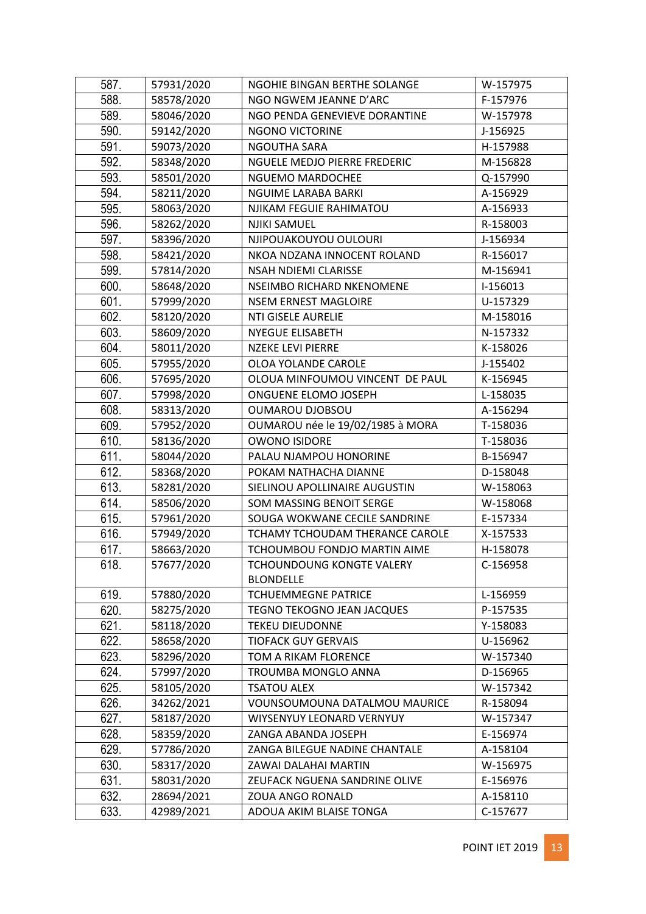| 587. | 57931/2020 | NGOHIE BINGAN BERTHE SOLANGE | W-157975 |
|---|---|---|---|
| 588. | 58578/2020 | NGO NGWEM JEANNE D'ARC | F-157976 |
| 589. | 58046/2020 | NGO PENDA GENEVIEVE DORANTINE | W-157978 |
| 590. | 59142/2020 | NGONO VICTORINE | J-156925 |
| 591. | 59073/2020 | NGOUTHA SARA | H-157988 |
| 592. | 58348/2020 | NGUELE MEDJO PIERRE FREDERIC | M-156828 |
| 593. | 58501/2020 | NGUEMO MARDOCHEE | Q-157990 |
| 594. | 58211/2020 | NGUIME LARABA BARKI | A-156929 |
| 595. | 58063/2020 | NJIKAM FEGUIE RAHIMATOU | A-156933 |
| 596. | 58262/2020 | NJIKI SAMUEL | R-158003 |
| 597. | 58396/2020 | NJIPOUAKOUYOU OULOURI | J-156934 |
| 598. | 58421/2020 | NKOA NDZANA INNOCENT ROLAND | R-156017 |
| 599. | 57814/2020 | NSAH NDIEMI CLARISSE | M-156941 |
| 600. | 58648/2020 | NSEIMBO RICHARD NKENOMENE | I-156013 |
| 601. | 57999/2020 | NSEM ERNEST MAGLOIRE | U-157329 |
| 602. | 58120/2020 | NTI GISELE AURELIE | M-158016 |
| 603. | 58609/2020 | NYEGUE ELISABETH | N-157332 |
| 604. | 58011/2020 | NZEKE LEVI PIERRE | K-158026 |
| 605. | 57955/2020 | OLOA YOLANDE CAROLE | J-155402 |
| 606. | 57695/2020 | OLOUA MINFOUMOU VINCENT DE PAUL | K-156945 |
| 607. | 57998/2020 | ONGUENE ELOMO JOSEPH | L-158035 |
| 608. | 58313/2020 | OUMAROU DJOBSOU | A-156294 |
| 609. | 57952/2020 | OUMAROU née le 19/02/1985 à MORA | T-158036 |
| 610. | 58136/2020 | OWONO ISIDORE | T-158036 |
| 611. | 58044/2020 | PALAU NJAMPOU HONORINE | B-156947 |
| 612. | 58368/2020 | POKAM NATHACHA DIANNE | D-158048 |
| 613. | 58281/2020 | SIELINOU APOLLINAIRE AUGUSTIN | W-158063 |
| 614. | 58506/2020 | SOM MASSING BENOIT SERGE | W-158068 |
| 615. | 57961/2020 | SOUGA WOKWANE CECILE SANDRINE | E-157334 |
| 616. | 57949/2020 | TCHAMY TCHOUDAM THERANCE CAROLE | X-157533 |
| 617. | 58663/2020 | TCHOUMBOU FONDJO MARTIN AIME | H-158078 |
| 618. | 57677/2020 | TCHOUNDOUNG KONGTE VALERY BLONDELLE | C-156958 |
| 619. | 57880/2020 | TCHUEMMEGNE PATRICE | L-156959 |
| 620. | 58275/2020 | TEGNO TEKOGNO JEAN JACQUES | P-157535 |
| 621. | 58118/2020 | TEKEU DIEUDONNE | Y-158083 |
| 622. | 58658/2020 | TIOFACK GUY GERVAIS | U-156962 |
| 623. | 58296/2020 | TOM A RIKAM FLORENCE | W-157340 |
| 624. | 57997/2020 | TROUMBA MONGLO ANNA | D-156965 |
| 625. | 58105/2020 | TSATOU ALEX | W-157342 |
| 626. | 34262/2021 | VOUNSOUMOUNA DATALMOU MAURICE | R-158094 |
| 627. | 58187/2020 | WIYSENYUY LEONARD VERNYUY | W-157347 |
| 628. | 58359/2020 | ZANGA ABANDA JOSEPH | E-156974 |
| 629. | 57786/2020 | ZANGA BILEGUE NADINE CHANTALE | A-158104 |
| 630. | 58317/2020 | ZAWAI DALAHAI MARTIN | W-156975 |
| 631. | 58031/2020 | ZEUFACK NGUENA SANDRINE OLIVE | E-156976 |
| 632. | 28694/2021 | ZOUA ANGO RONALD | A-158110 |
| 633. | 42989/2021 | ADOUA AKIM BLAISE TONGA | C-157677 |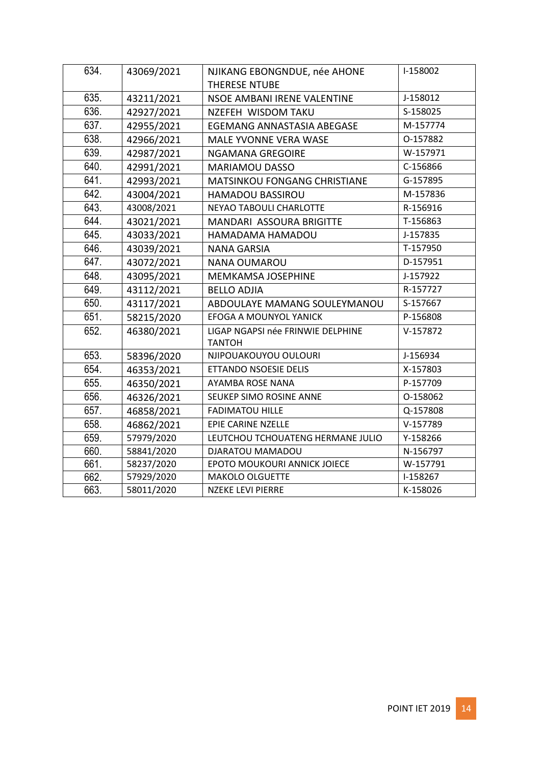| | | | |
|---|---|---|---|
| 634. | 43069/2021 | NJIKANG EBONGNDUE, née AHONE THERESE NTUBE | I-158002 |
| 635. | 43211/2021 | NSOE AMBANI IRENE VALENTINE | J-158012 |
| 636. | 42927/2021 | NZEFEH WISDOM TAKU | S-158025 |
| 637. | 42955/2021 | EGEMANG ANNASTASIA ABEGASE | M-157774 |
| 638. | 42966/2021 | MALE YVONNE VERA WASE | O-157882 |
| 639. | 42987/2021 | NGAMANA GREGOIRE | W-157971 |
| 640. | 42991/2021 | MARIAMOU DASSO | C-156866 |
| 641. | 42993/2021 | MATSINKOU FONGANG CHRISTIANE | G-157895 |
| 642. | 43004/2021 | HAMADOU BASSIROU | M-157836 |
| 643. | 43008/2021 | NEYAO TABOULI CHARLOTTE | R-156916 |
| 644. | 43021/2021 | MANDARI ASSOURA BRIGITTE | T-156863 |
| 645. | 43033/2021 | HAMADAMA HAMADOU | J-157835 |
| 646. | 43039/2021 | NANA GARSIA | T-157950 |
| 647. | 43072/2021 | NANA OUMAROU | D-157951 |
| 648. | 43095/2021 | MEMKAMSA JOSEPHINE | J-157922 |
| 649. | 43112/2021 | BELLO ADJIA | R-157727 |
| 650. | 43117/2021 | ABDOULAYE MAMANG SOULEYMANOU | S-157667 |
| 651. | 58215/2020 | EFOGA A MOUNYOL YANICK | P-156808 |
| 652. | 46380/2021 | LIGAP NGAPSI née FRINWIE DELPHINE TANTOH | V-157872 |
| 653. | 58396/2020 | NJIPOUAKOUYOU OULOURI | J-156934 |
| 654. | 46353/2021 | ETTANDO NSOESIE DELIS | X-157803 |
| 655. | 46350/2021 | AYAMBA ROSE NANA | P-157709 |
| 656. | 46326/2021 | SEUKEP SIMO ROSINE ANNE | O-158062 |
| 657. | 46858/2021 | FADIMATOU HILLE | Q-157808 |
| 658. | 46862/2021 | EPIE CARINE NZELLE | V-157789 |
| 659. | 57979/2020 | LEUTCHOU TCHOUATENG HERMANE JULIO | Y-158266 |
| 660. | 58841/2020 | DJARATOU MAMADOU | N-156797 |
| 661. | 58237/2020 | EPOTO MOUKOURI ANNICK JOIECE | W-157791 |
| 662. | 57929/2020 | MAKOLO OLGUETTE | I-158267 |
| 663. | 58011/2020 | NZEKE LEVI PIERRE | K-158026 |